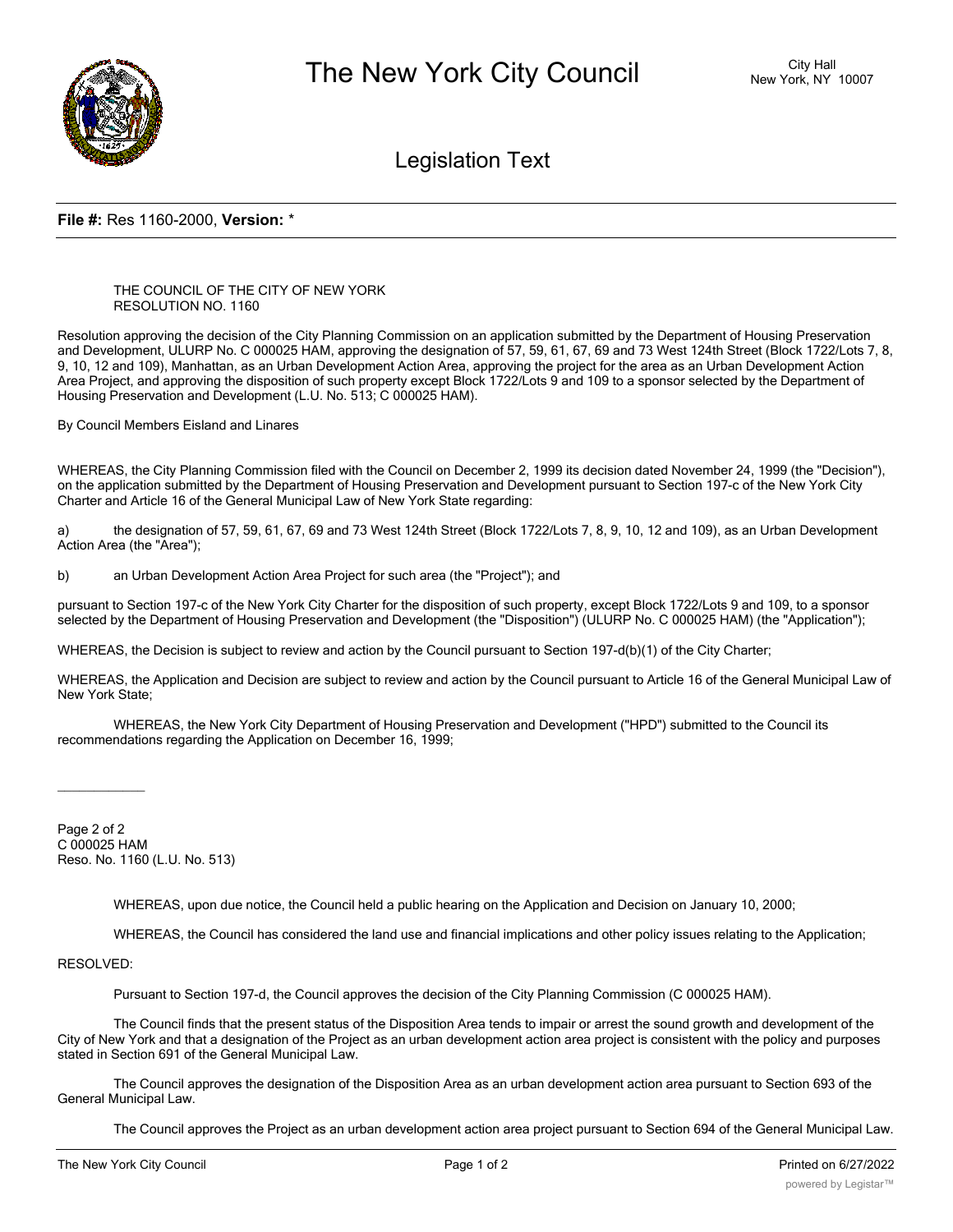# The New York City Council

City Hall
New York, NY 10007

## Legislation Text

**File #:** Res 1160-2000, **Version:** *

THE COUNCIL OF THE CITY OF NEW YORK
RESOLUTION NO. 1160

Resolution approving the decision of the City Planning Commission on an application submitted by the Department of Housing Preservation and Development, ULURP No. C 000025 HAM, approving the designation of 57, 59, 61, 67, 69 and 73 West 124th Street (Block 1722/Lots 7, 8, 9, 10, 12 and 109), Manhattan, as an Urban Development Action Area, approving the project for the area as an Urban Development Action Area Project, and approving the disposition of such property except Block 1722/Lots 9 and 109 to a sponsor selected by the Department of Housing Preservation and Development (L.U. No. 513; C 000025 HAM).

By Council Members Eisland and Linares

WHEREAS, the City Planning Commission filed with the Council on December 2, 1999 its decision dated November 24, 1999 (the "Decision"), on the application submitted by the Department of Housing Preservation and Development pursuant to Section 197-c of the New York City Charter and Article 16 of the General Municipal Law of New York State regarding:

a) the designation of 57, 59, 61, 67, 69 and 73 West 124th Street (Block 1722/Lots 7, 8, 9, 10, 12 and 109), as an Urban Development Action Area (the "Area");

b) an Urban Development Action Area Project for such area (the "Project"); and

pursuant to Section 197-c of the New York City Charter for the disposition of such property, except Block 1722/Lots 9 and 109, to a sponsor selected by the Department of Housing Preservation and Development (the "Disposition") (ULURP No. C 000025 HAM) (the "Application");

WHEREAS, the Decision is subject to review and action by the Council pursuant to Section 197-d(b)(1) of the City Charter;

WHEREAS, the Application and Decision are subject to review and action by the Council pursuant to Article 16 of the General Municipal Law of New York State;

WHEREAS, the New York City Department of Housing Preservation and Development ("HPD") submitted to the Council its recommendations regarding the Application on December 16, 1999;

Page 2 of 2
C 000025 HAM
Reso. No. 1160 (L.U. No. 513)

WHEREAS, upon due notice, the Council held a public hearing on the Application and Decision on January 10, 2000;

WHEREAS, the Council has considered the land use and financial implications and other policy issues relating to the Application;

RESOLVED:

Pursuant to Section 197-d, the Council approves the decision of the City Planning Commission (C 000025 HAM).

The Council finds that the present status of the Disposition Area tends to impair or arrest the sound growth and development of the City of New York and that a designation of the Project as an urban development action area project is consistent with the policy and purposes stated in Section 691 of the General Municipal Law.

The Council approves the designation of the Disposition Area as an urban development action area pursuant to Section 693 of the General Municipal Law.

The Council approves the Project as an urban development action area project pursuant to Section 694 of the General Municipal Law.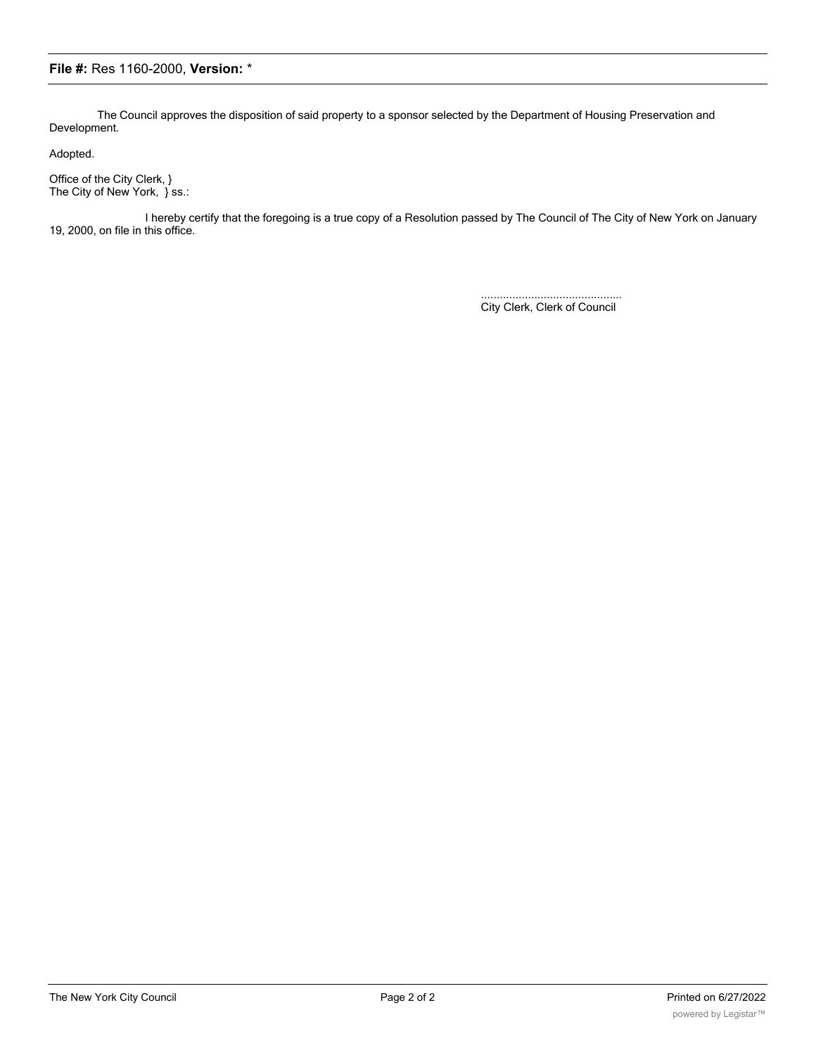The Council approves the disposition of said property to a sponsor selected by the Department of Housing Preservation and Development.

Adopted.

Office of the City Clerk, }
The City of New York, } ss.:

I hereby certify that the foregoing is a true copy of a Resolution passed by The Council of The City of New York on January 19, 2000, on file in this office.

.............................................
City Clerk, Clerk of Council